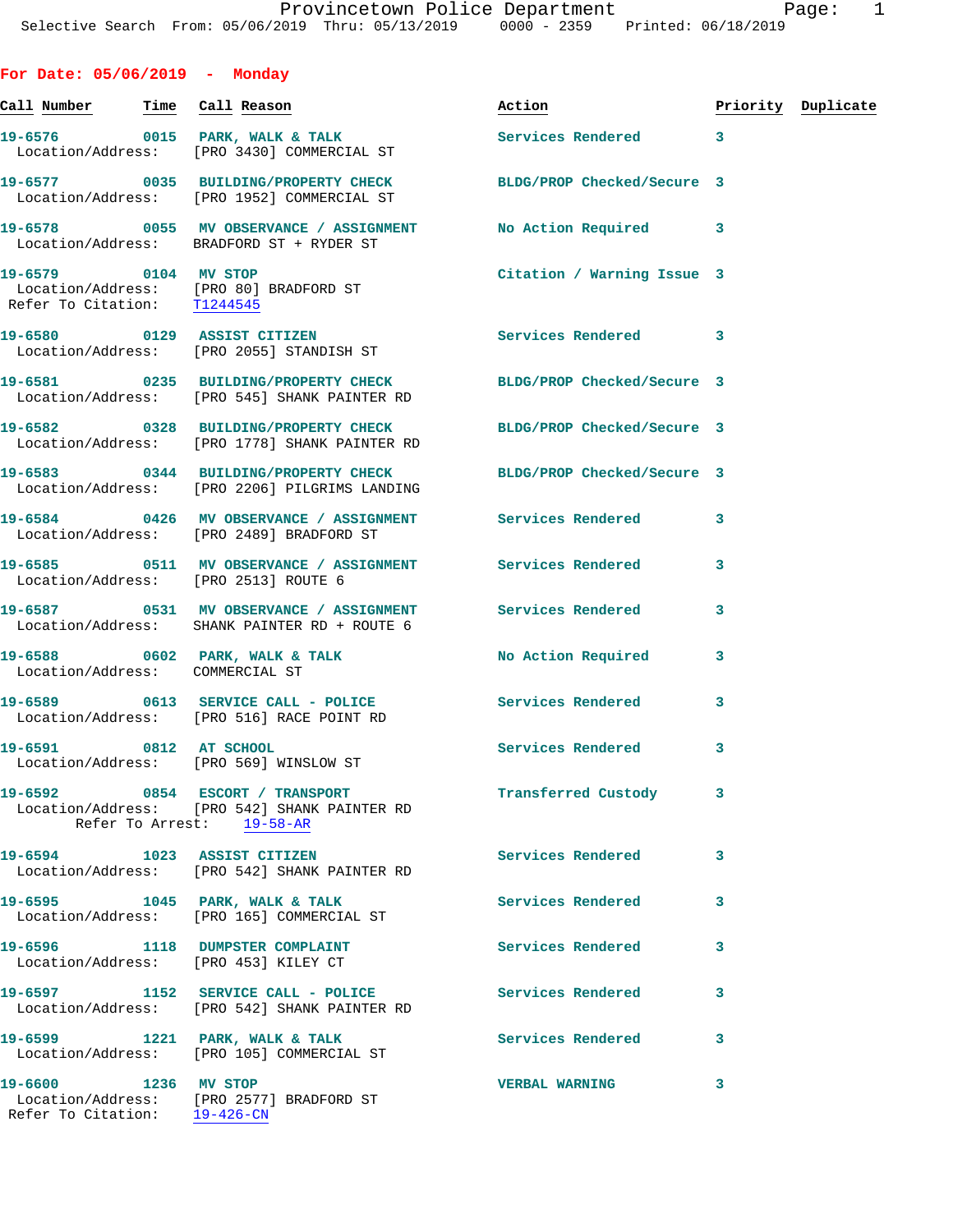Provincetown Police Department
Selective Search From: 05/06/2019 Thru: 05/13/2019 0000 - 2359 Printed: 06/18/2019

## For Date: 05/06/2019 - Monday

| Call Number | Time | Call Reason | Action | Priority | Duplicate |
|---|---|---|---|---|---|
| 19-6576 | 0015 | PARK, WALK & TALK | Services Rendered | 3 | |
| Location/Address: [PRO 3430] COMMERCIAL ST | | | | | |
| 19-6577 | 0035 | BUILDING/PROPERTY CHECK | BLDG/PROP Checked/Secure | 3 | |
| Location/Address: [PRO 1952] COMMERCIAL ST | | | | | |
| 19-6578 | 0055 | MV OBSERVANCE / ASSIGNMENT | No Action Required | 3 | |
| Location/Address: BRADFORD ST + RYDER ST | | | | | |
| 19-6579 | 0104 | MV STOP | Citation / Warning Issue | 3 | |
| Location/Address: [PRO 80] BRADFORD ST; Refer To Citation: T1244545 | | | | | |
| 19-6580 | 0129 | ASSIST CITIZEN | Services Rendered | 3 | |
| Location/Address: [PRO 2055] STANDISH ST | | | | | |
| 19-6581 | 0235 | BUILDING/PROPERTY CHECK | BLDG/PROP Checked/Secure | 3 | |
| Location/Address: [PRO 545] SHANK PAINTER RD | | | | | |
| 19-6582 | 0328 | BUILDING/PROPERTY CHECK | BLDG/PROP Checked/Secure | 3 | |
| Location/Address: [PRO 1778] SHANK PAINTER RD | | | | | |
| 19-6583 | 0344 | BUILDING/PROPERTY CHECK | BLDG/PROP Checked/Secure | 3 | |
| Location/Address: [PRO 2206] PILGRIMS LANDING | | | | | |
| 19-6584 | 0426 | MV OBSERVANCE / ASSIGNMENT | Services Rendered | 3 | |
| Location/Address: [PRO 2489] BRADFORD ST | | | | | |
| 19-6585 | 0511 | MV OBSERVANCE / ASSIGNMENT | Services Rendered | 3 | |
| Location/Address: [PRO 2513] ROUTE 6 | | | | | |
| 19-6587 | 0531 | MV OBSERVANCE / ASSIGNMENT | Services Rendered | 3 | |
| Location/Address: SHANK PAINTER RD + ROUTE 6 | | | | | |
| 19-6588 | 0602 | PARK, WALK & TALK | No Action Required | 3 | |
| Location/Address: COMMERCIAL ST | | | | | |
| 19-6589 | 0613 | SERVICE CALL - POLICE | Services Rendered | 3 | |
| Location/Address: [PRO 516] RACE POINT RD | | | | | |
| 19-6591 | 0812 | AT SCHOOL | Services Rendered | 3 | |
| Location/Address: [PRO 569] WINSLOW ST | | | | | |
| 19-6592 | 0854 | ESCORT / TRANSPORT | Transferred Custody | 3 | |
| Location/Address: [PRO 542] SHANK PAINTER RD; Refer To Arrest: 19-58-AR | | | | | |
| 19-6594 | 1023 | ASSIST CITIZEN | Services Rendered | 3 | |
| Location/Address: [PRO 542] SHANK PAINTER RD | | | | | |
| 19-6595 | 1045 | PARK, WALK & TALK | Services Rendered | 3 | |
| Location/Address: [PRO 165] COMMERCIAL ST | | | | | |
| 19-6596 | 1118 | DUMPSTER COMPLAINT | Services Rendered | 3 | |
| Location/Address: [PRO 453] KILEY CT | | | | | |
| 19-6597 | 1152 | SERVICE CALL - POLICE | Services Rendered | 3 | |
| Location/Address: [PRO 542] SHANK PAINTER RD | | | | | |
| 19-6599 | 1221 | PARK, WALK & TALK | Services Rendered | 3 | |
| Location/Address: [PRO 105] COMMERCIAL ST | | | | | |
| 19-6600 | 1236 | MV STOP | VERBAL WARNING | 3 | |
| Location/Address: [PRO 2577] BRADFORD ST; Refer To Citation: 19-426-CN | | | | | |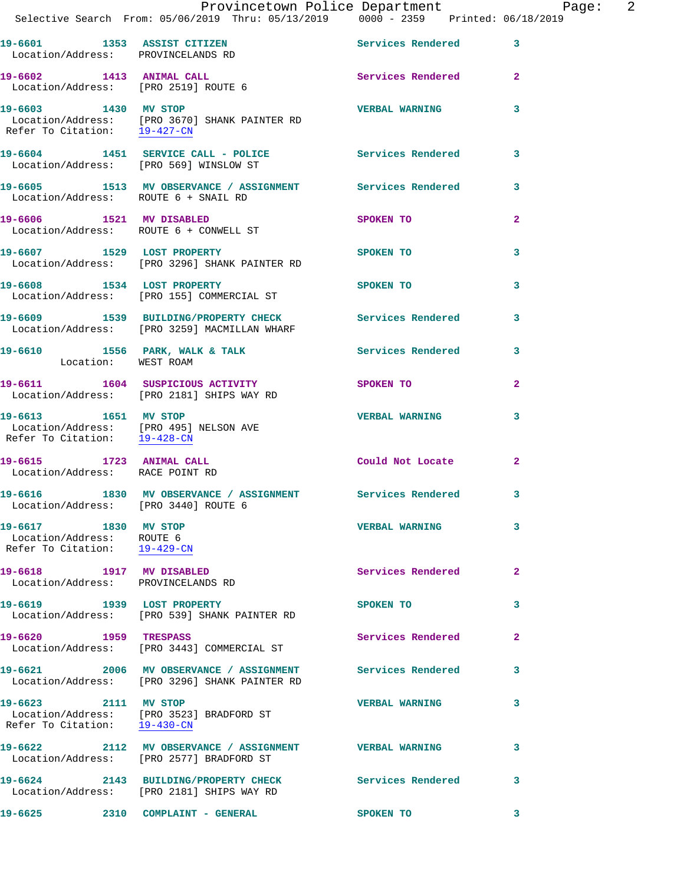19-6601 1353 ASSIST CITIZEN Services Rendered 3
Location/Address: PROVINCELANDS RD

19-6602 1413 ANIMAL CALL Services Rendered 2
Location/Address: [PRO 2519] ROUTE 6

19-6603 1430 MV STOP VERBAL WARNING 3
Location/Address: [PRO 3670] SHANK PAINTER RD
Refer To Citation: 19-427-CN

19-6604 1451 SERVICE CALL - POLICE Services Rendered 3
Location/Address: [PRO 569] WINSLOW ST

19-6605 1513 MV OBSERVANCE / ASSIGNMENT Services Rendered 3
Location/Address: ROUTE 6 + SNAIL RD

19-6606 1521 MV DISABLED SPOKEN TO 2
Location/Address: ROUTE 6 + CONWELL ST

19-6607 1529 LOST PROPERTY SPOKEN TO 3
Location/Address: [PRO 3296] SHANK PAINTER RD

19-6608 1534 LOST PROPERTY SPOKEN TO 3
Location/Address: [PRO 155] COMMERCIAL ST

19-6609 1539 BUILDING/PROPERTY CHECK Services Rendered 3
Location/Address: [PRO 3259] MACMILLAN WHARF

19-6610 1556 PARK, WALK & TALK Services Rendered 3
Location: WEST ROAM

19-6611 1604 SUSPICIOUS ACTIVITY SPOKEN TO 2
Location/Address: [PRO 2181] SHIPS WAY RD

19-6613 1651 MV STOP VERBAL WARNING 3
Location/Address: [PRO 495] NELSON AVE
Refer To Citation: 19-428-CN

19-6615 1723 ANIMAL CALL Could Not Locate 2
Location/Address: RACE POINT RD

19-6616 1830 MV OBSERVANCE / ASSIGNMENT Services Rendered 3
Location/Address: [PRO 3440] ROUTE 6

19-6617 1830 MV STOP VERBAL WARNING 3
Location/Address: ROUTE 6
Refer To Citation: 19-429-CN

19-6618 1917 MV DISABLED Services Rendered 2
Location/Address: PROVINCELANDS RD

19-6619 1939 LOST PROPERTY SPOKEN TO 3
Location/Address: [PRO 539] SHANK PAINTER RD

19-6620 1959 TRESPASS Services Rendered 2
Location/Address: [PRO 3443] COMMERCIAL ST

19-6621 2006 MV OBSERVANCE / ASSIGNMENT Services Rendered 3
Location/Address: [PRO 3296] SHANK PAINTER RD

19-6623 2111 MV STOP VERBAL WARNING 3
Location/Address: [PRO 3523] BRADFORD ST
Refer To Citation: 19-430-CN

19-6622 2112 MV OBSERVANCE / ASSIGNMENT VERBAL WARNING 3
Location/Address: [PRO 2577] BRADFORD ST

19-6624 2143 BUILDING/PROPERTY CHECK Services Rendered 3
Location/Address: [PRO 2181] SHIPS WAY RD

19-6625 2310 COMPLAINT - GENERAL SPOKEN TO 3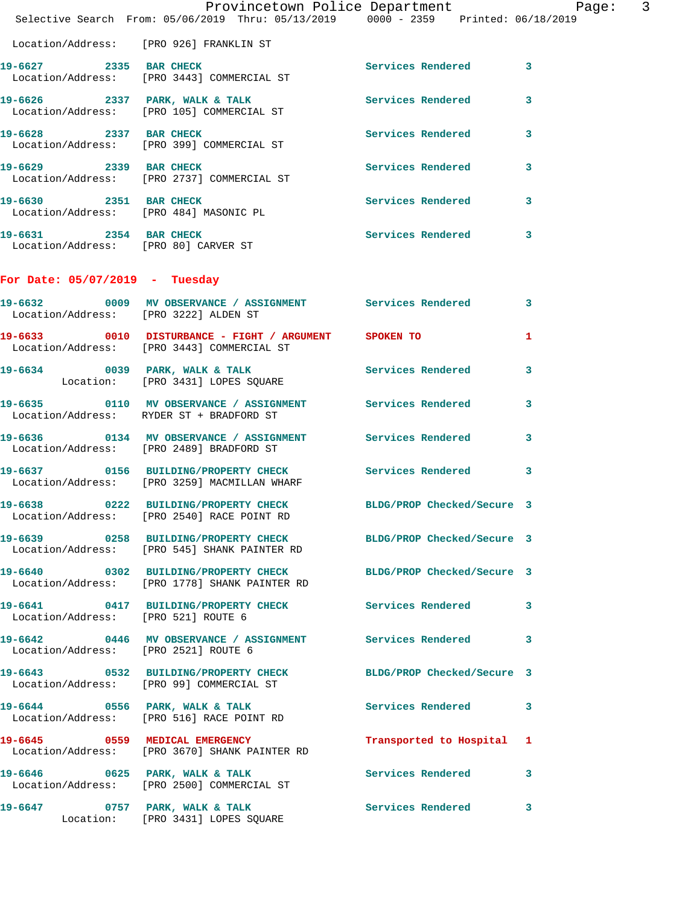Location/Address: [PRO 926] FRANKLIN ST

| Call # | Time | Call Reason | Action | Priority |
|---|---|---|---|---|
| 19-6627 | 2335 | BAR CHECK | Services Rendered | 3 |
| | | Location/Address: [PRO 3443] COMMERCIAL ST | | |
| 19-6626 | 2337 | PARK, WALK & TALK | Services Rendered | 3 |
| | | Location/Address: [PRO 105] COMMERCIAL ST | | |
| 19-6628 | 2337 | BAR CHECK | Services Rendered | 3 |
| | | Location/Address: [PRO 399] COMMERCIAL ST | | |
| 19-6629 | 2339 | BAR CHECK | Services Rendered | 3 |
| | | Location/Address: [PRO 2737] COMMERCIAL ST | | |
| 19-6630 | 2351 | BAR CHECK | Services Rendered | 3 |
| | | Location/Address: [PRO 484] MASONIC PL | | |
| 19-6631 | 2354 | BAR CHECK | Services Rendered | 3 |
| | | Location/Address: [PRO 80] CARVER ST | | |

## For Date: 05/07/2019 - Tuesday

| Call # | Time | Call Reason | Action | Priority |
|---|---|---|---|---|
| 19-6632 | 0009 | MV OBSERVANCE / ASSIGNMENT | Services Rendered | 3 |
| | | Location/Address: [PRO 3222] ALDEN ST | | |
| 19-6633 | 0010 | DISTURBANCE - FIGHT / ARGUMENT | SPOKEN TO | 1 |
| | | Location/Address: [PRO 3443] COMMERCIAL ST | | |
| 19-6634 | 0039 | PARK, WALK & TALK | Services Rendered | 3 |
| | | Location: [PRO 3431] LOPES SQUARE | | |
| 19-6635 | 0110 | MV OBSERVANCE / ASSIGNMENT | Services Rendered | 3 |
| | | Location/Address: RYDER ST + BRADFORD ST | | |
| 19-6636 | 0134 | MV OBSERVANCE / ASSIGNMENT | Services Rendered | 3 |
| | | Location/Address: [PRO 2489] BRADFORD ST | | |
| 19-6637 | 0156 | BUILDING/PROPERTY CHECK | Services Rendered | 3 |
| | | Location/Address: [PRO 3259] MACMILLAN WHARF | | |
| 19-6638 | 0222 | BUILDING/PROPERTY CHECK | BLDG/PROP Checked/Secure | 3 |
| | | Location/Address: [PRO 2540] RACE POINT RD | | |
| 19-6639 | 0258 | BUILDING/PROPERTY CHECK | BLDG/PROP Checked/Secure | 3 |
| | | Location/Address: [PRO 545] SHANK PAINTER RD | | |
| 19-6640 | 0302 | BUILDING/PROPERTY CHECK | BLDG/PROP Checked/Secure | 3 |
| | | Location/Address: [PRO 1778] SHANK PAINTER RD | | |
| 19-6641 | 0417 | BUILDING/PROPERTY CHECK | Services Rendered | 3 |
| | | Location/Address: [PRO 521] ROUTE 6 | | |
| 19-6642 | 0446 | MV OBSERVANCE / ASSIGNMENT | Services Rendered | 3 |
| | | Location/Address: [PRO 2521] ROUTE 6 | | |
| 19-6643 | 0532 | BUILDING/PROPERTY CHECK | BLDG/PROP Checked/Secure | 3 |
| | | Location/Address: [PRO 99] COMMERCIAL ST | | |
| 19-6644 | 0556 | PARK, WALK & TALK | Services Rendered | 3 |
| | | Location/Address: [PRO 516] RACE POINT RD | | |
| 19-6645 | 0559 | MEDICAL EMERGENCY | Transported to Hospital | 1 |
| | | Location/Address: [PRO 3670] SHANK PAINTER RD | | |
| 19-6646 | 0625 | PARK, WALK & TALK | Services Rendered | 3 |
| | | Location/Address: [PRO 2500] COMMERCIAL ST | | |
| 19-6647 | 0757 | PARK, WALK & TALK | Services Rendered | 3 |
| | | Location: [PRO 3431] LOPES SQUARE | | |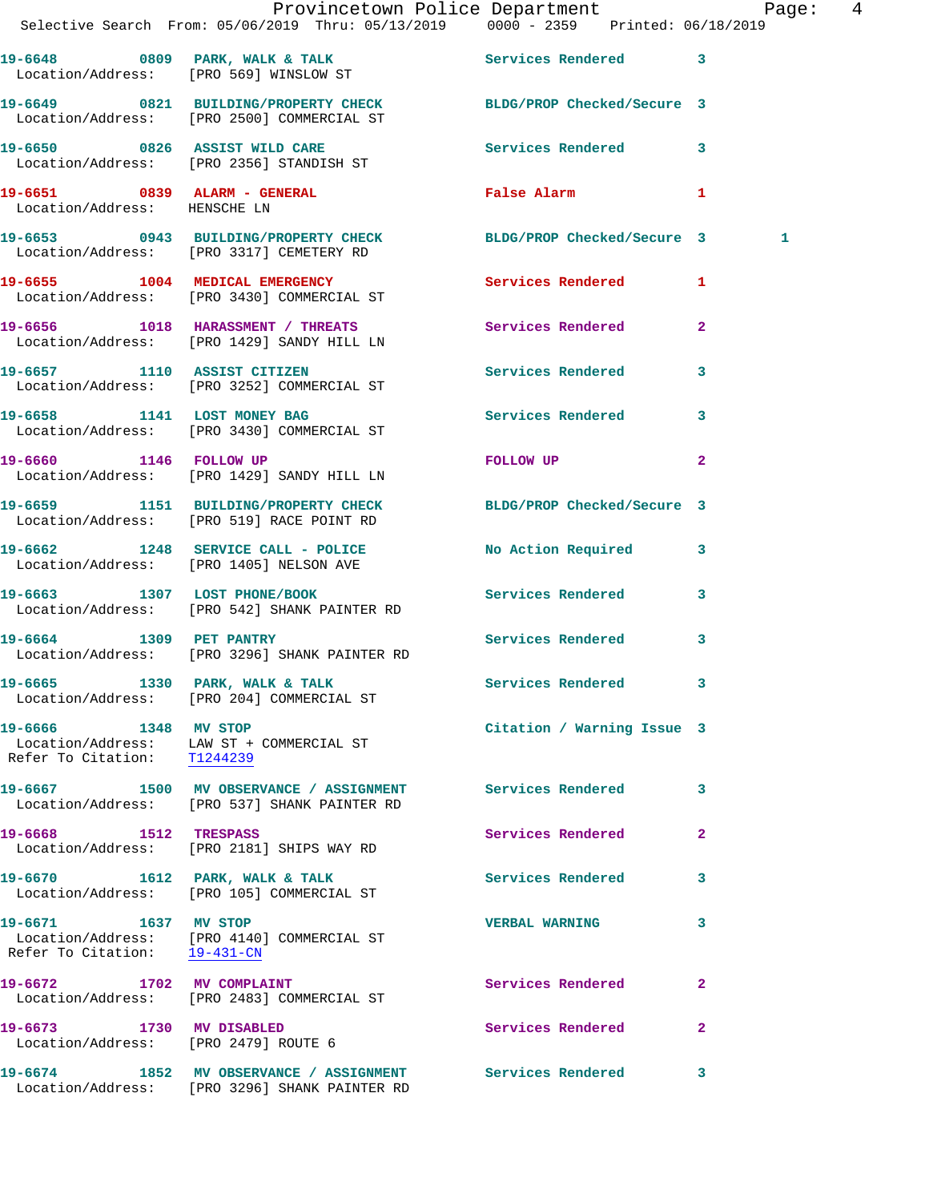| Call # | Time | Call Reason | Action | Priority | |
|---|---|---|---|---|---|
| 19-6648 | 0809 | PARK, WALK & TALK | Services Rendered | 3 | |
| | | Location/Address: [PRO 569] WINSLOW ST | | | |
| 19-6649 | 0821 | BUILDING/PROPERTY CHECK | BLDG/PROP Checked/Secure | 3 | |
| | | Location/Address: [PRO 2500] COMMERCIAL ST | | | |
| 19-6650 | 0826 | ASSIST WILD CARE | Services Rendered | 3 | |
| | | Location/Address: [PRO 2356] STANDISH ST | | | |
| 19-6651 | 0839 | ALARM - GENERAL | False Alarm | 1 | |
| | | Location/Address: HENSCHE LN | | | |
| 19-6653 | 0943 | BUILDING/PROPERTY CHECK | BLDG/PROP Checked/Secure | 3 | 1 |
| | | Location/Address: [PRO 3317] CEMETERY RD | | | |
| 19-6655 | 1004 | MEDICAL EMERGENCY | Services Rendered | 1 | |
| | | Location/Address: [PRO 3430] COMMERCIAL ST | | | |
| 19-6656 | 1018 | HARASSMENT / THREATS | Services Rendered | 2 | |
| | | Location/Address: [PRO 1429] SANDY HILL LN | | | |
| 19-6657 | 1110 | ASSIST CITIZEN | Services Rendered | 3 | |
| | | Location/Address: [PRO 3252] COMMERCIAL ST | | | |
| 19-6658 | 1141 | LOST MONEY BAG | Services Rendered | 3 | |
| | | Location/Address: [PRO 3430] COMMERCIAL ST | | | |
| 19-6660 | 1146 | FOLLOW UP | FOLLOW UP | 2 | |
| | | Location/Address: [PRO 1429] SANDY HILL LN | | | |
| 19-6659 | 1151 | BUILDING/PROPERTY CHECK | BLDG/PROP Checked/Secure | 3 | |
| | | Location/Address: [PRO 519] RACE POINT RD | | | |
| 19-6662 | 1248 | SERVICE CALL - POLICE | No Action Required | 3 | |
| | | Location/Address: [PRO 1405] NELSON AVE | | | |
| 19-6663 | 1307 | LOST PHONE/BOOK | Services Rendered | 3 | |
| | | Location/Address: [PRO 542] SHANK PAINTER RD | | | |
| 19-6664 | 1309 | PET PANTRY | Services Rendered | 3 | |
| | | Location/Address: [PRO 3296] SHANK PAINTER RD | | | |
| 19-6665 | 1330 | PARK, WALK & TALK | Services Rendered | 3 | |
| | | Location/Address: [PRO 204] COMMERCIAL ST | | | |
| 19-6666 | 1348 | MV STOP | Citation / Warning Issue | 3 | |
| | | Location/Address: LAW ST + COMMERCIAL ST | | | |
| | | Refer To Citation: T1244239 | | | |
| 19-6667 | 1500 | MV OBSERVANCE / ASSIGNMENT | Services Rendered | 3 | |
| | | Location/Address: [PRO 537] SHANK PAINTER RD | | | |
| 19-6668 | 1512 | TRESPASS | Services Rendered | 2 | |
| | | Location/Address: [PRO 2181] SHIPS WAY RD | | | |
| 19-6670 | 1612 | PARK, WALK & TALK | Services Rendered | 3 | |
| | | Location/Address: [PRO 105] COMMERCIAL ST | | | |
| 19-6671 | 1637 | MV STOP | VERBAL WARNING | 3 | |
| | | Location/Address: [PRO 4140] COMMERCIAL ST | | | |
| | | Refer To Citation: 19-431-CN | | | |
| 19-6672 | 1702 | MV COMPLAINT | Services Rendered | 2 | |
| | | Location/Address: [PRO 2483] COMMERCIAL ST | | | |
| 19-6673 | 1730 | MV DISABLED | Services Rendered | 2 | |
| | | Location/Address: [PRO 2479] ROUTE 6 | | | |
| 19-6674 | 1852 | MV OBSERVANCE / ASSIGNMENT | Services Rendered | 3 | |
| | | Location/Address: [PRO 3296] SHANK PAINTER RD | | | |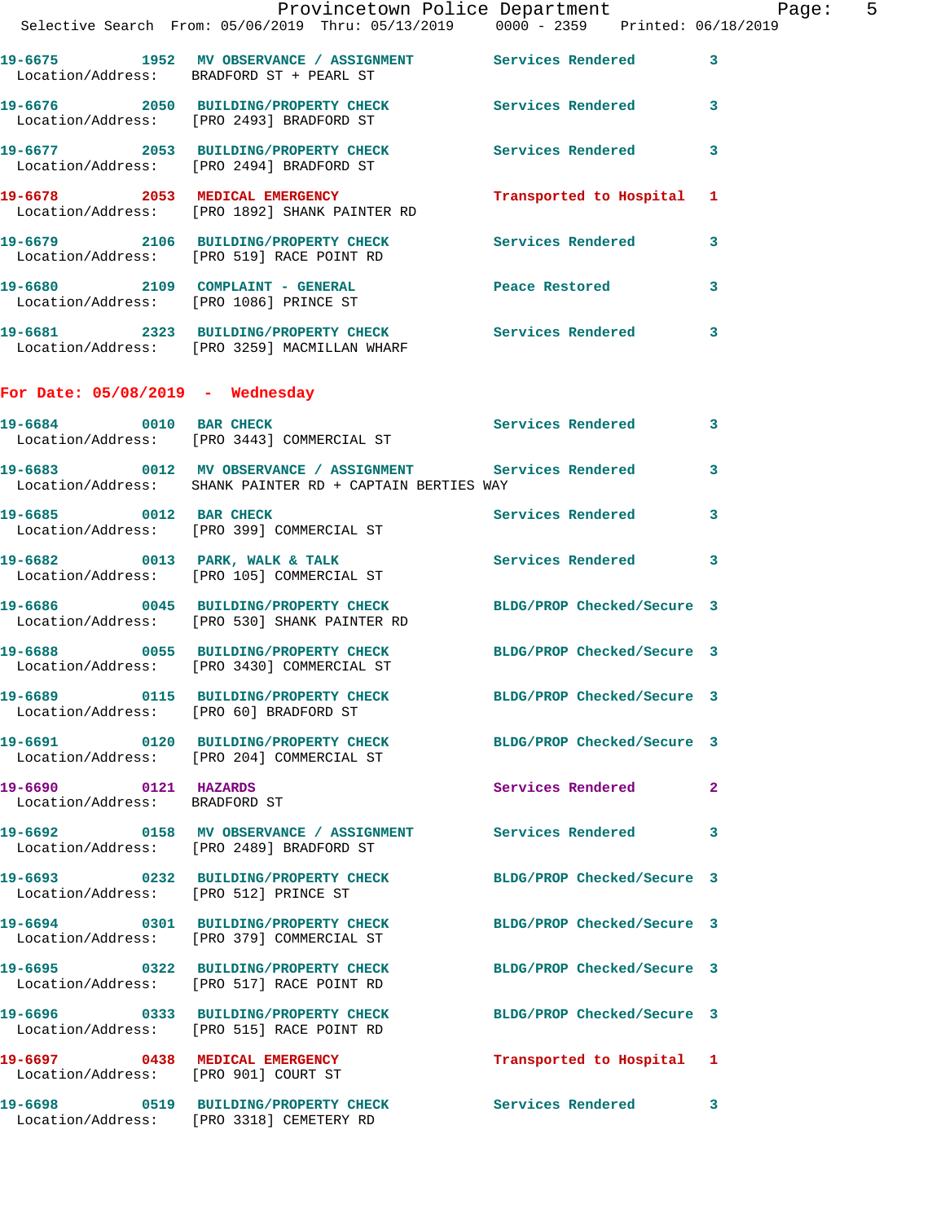19-6675 1952 **MV OBSERVANCE / ASSIGNMENT** Services Rendered 3
Location/Address: BRADFORD ST + PEARL ST

19-6676 2050 **BUILDING/PROPERTY CHECK** Services Rendered 3
Location/Address: [PRO 2493] BRADFORD ST

19-6677 2053 **BUILDING/PROPERTY CHECK** Services Rendered 3
Location/Address: [PRO 2494] BRADFORD ST

19-6678 2053 **MEDICAL EMERGENCY** Transported to Hospital 1
Location/Address: [PRO 1892] SHANK PAINTER RD

19-6679 2106 **BUILDING/PROPERTY CHECK** Services Rendered 3
Location/Address: [PRO 519] RACE POINT RD

19-6680 2109 **COMPLAINT - GENERAL** Peace Restored 3
Location/Address: [PRO 1086] PRINCE ST

19-6681 2323 **BUILDING/PROPERTY CHECK** Services Rendered 3
Location/Address: [PRO 3259] MACMILLAN WHARF

## For Date: 05/08/2019 - Wednesday

19-6684 0010 **BAR CHECK** Services Rendered 3
Location/Address: [PRO 3443] COMMERCIAL ST

19-6683 0012 **MV OBSERVANCE / ASSIGNMENT** Services Rendered 3
Location/Address: SHANK PAINTER RD + CAPTAIN BERTIES WAY

19-6685 0012 **BAR CHECK** Services Rendered 3
Location/Address: [PRO 399] COMMERCIAL ST

19-6682 0013 **PARK, WALK & TALK** Services Rendered 3
Location/Address: [PRO 105] COMMERCIAL ST

19-6686 0045 **BUILDING/PROPERTY CHECK** BLDG/PROP Checked/Secure 3
Location/Address: [PRO 530] SHANK PAINTER RD

19-6688 0055 **BUILDING/PROPERTY CHECK** BLDG/PROP Checked/Secure 3
Location/Address: [PRO 3430] COMMERCIAL ST

19-6689 0115 **BUILDING/PROPERTY CHECK** BLDG/PROP Checked/Secure 3
Location/Address: [PRO 60] BRADFORD ST

19-6691 0120 **BUILDING/PROPERTY CHECK** BLDG/PROP Checked/Secure 3
Location/Address: [PRO 204] COMMERCIAL ST

19-6690 0121 **HAZARDS** Services Rendered 2
Location/Address: BRADFORD ST

19-6692 0158 **MV OBSERVANCE / ASSIGNMENT** Services Rendered 3
Location/Address: [PRO 2489] BRADFORD ST

19-6693 0232 **BUILDING/PROPERTY CHECK** BLDG/PROP Checked/Secure 3
Location/Address: [PRO 512] PRINCE ST

19-6694 0301 **BUILDING/PROPERTY CHECK** BLDG/PROP Checked/Secure 3
Location/Address: [PRO 379] COMMERCIAL ST

19-6695 0322 **BUILDING/PROPERTY CHECK** BLDG/PROP Checked/Secure 3
Location/Address: [PRO 517] RACE POINT RD

19-6696 0333 **BUILDING/PROPERTY CHECK** BLDG/PROP Checked/Secure 3
Location/Address: [PRO 515] RACE POINT RD

19-6697 0438 **MEDICAL EMERGENCY** Transported to Hospital 1
Location/Address: [PRO 901] COURT ST

19-6698 0519 **BUILDING/PROPERTY CHECK** Services Rendered 3
Location/Address: [PRO 3318] CEMETERY RD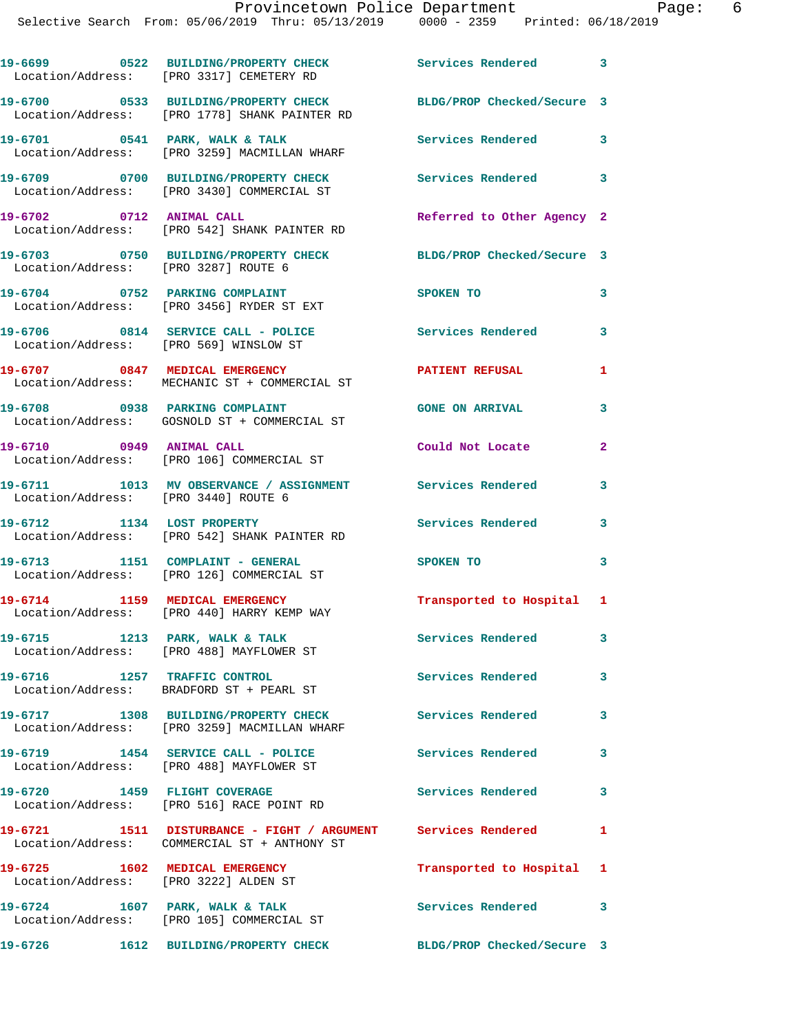| Call Number | Time | Call Reason | Action | Priority |
|---|---|---|---|---|
| 19-6699 | 0522 | BUILDING/PROPERTY CHECK | Services Rendered | 3 |
| Location/Address: | | [PRO 3317] CEMETERY RD | | |
| 19-6700 | 0533 | BUILDING/PROPERTY CHECK | BLDG/PROP Checked/Secure | 3 |
| Location/Address: | | [PRO 1778] SHANK PAINTER RD | | |
| 19-6701 | 0541 | PARK, WALK & TALK | Services Rendered | 3 |
| Location/Address: | | [PRO 3259] MACMILLAN WHARF | | |
| 19-6709 | 0700 | BUILDING/PROPERTY CHECK | Services Rendered | 3 |
| Location/Address: | | [PRO 3430] COMMERCIAL ST | | |
| 19-6702 | 0712 | ANIMAL CALL | Referred to Other Agency | 2 |
| Location/Address: | | [PRO 542] SHANK PAINTER RD | | |
| 19-6703 | 0750 | BUILDING/PROPERTY CHECK | BLDG/PROP Checked/Secure | 3 |
| Location/Address: | | [PRO 3287] ROUTE 6 | | |
| 19-6704 | 0752 | PARKING COMPLAINT | SPOKEN TO | 3 |
| Location/Address: | | [PRO 3456] RYDER ST EXT | | |
| 19-6706 | 0814 | SERVICE CALL - POLICE | Services Rendered | 3 |
| Location/Address: | | [PRO 569] WINSLOW ST | | |
| 19-6707 | 0847 | MEDICAL EMERGENCY | PATIENT REFUSAL | 1 |
| Location/Address: | | MECHANIC ST + COMMERCIAL ST | | |
| 19-6708 | 0938 | PARKING COMPLAINT | GONE ON ARRIVAL | 3 |
| Location/Address: | | GOSNOLD ST + COMMERCIAL ST | | |
| 19-6710 | 0949 | ANIMAL CALL | Could Not Locate | 2 |
| Location/Address: | | [PRO 106] COMMERCIAL ST | | |
| 19-6711 | 1013 | MV OBSERVANCE / ASSIGNMENT | Services Rendered | 3 |
| Location/Address: | | [PRO 3440] ROUTE 6 | | |
| 19-6712 | 1134 | LOST PROPERTY | Services Rendered | 3 |
| Location/Address: | | [PRO 542] SHANK PAINTER RD | | |
| 19-6713 | 1151 | COMPLAINT - GENERAL | SPOKEN TO | 3 |
| Location/Address: | | [PRO 126] COMMERCIAL ST | | |
| 19-6714 | 1159 | MEDICAL EMERGENCY | Transported to Hospital | 1 |
| Location/Address: | | [PRO 440] HARRY KEMP WAY | | |
| 19-6715 | 1213 | PARK, WALK & TALK | Services Rendered | 3 |
| Location/Address: | | [PRO 488] MAYFLOWER ST | | |
| 19-6716 | 1257 | TRAFFIC CONTROL | Services Rendered | 3 |
| Location/Address: | | BRADFORD ST + PEARL ST | | |
| 19-6717 | 1308 | BUILDING/PROPERTY CHECK | Services Rendered | 3 |
| Location/Address: | | [PRO 3259] MACMILLAN WHARF | | |
| 19-6719 | 1454 | SERVICE CALL - POLICE | Services Rendered | 3 |
| Location/Address: | | [PRO 488] MAYFLOWER ST | | |
| 19-6720 | 1459 | FLIGHT COVERAGE | Services Rendered | 3 |
| Location/Address: | | [PRO 516] RACE POINT RD | | |
| 19-6721 | 1511 | DISTURBANCE - FIGHT / ARGUMENT | Services Rendered | 1 |
| Location/Address: | | COMMERCIAL ST + ANTHONY ST | | |
| 19-6725 | 1602 | MEDICAL EMERGENCY | Transported to Hospital | 1 |
| Location/Address: | | [PRO 3222] ALDEN ST | | |
| 19-6724 | 1607 | PARK, WALK & TALK | Services Rendered | 3 |
| Location/Address: | | [PRO 105] COMMERCIAL ST | | |
| 19-6726 | 1612 | BUILDING/PROPERTY CHECK | BLDG/PROP Checked/Secure | 3 |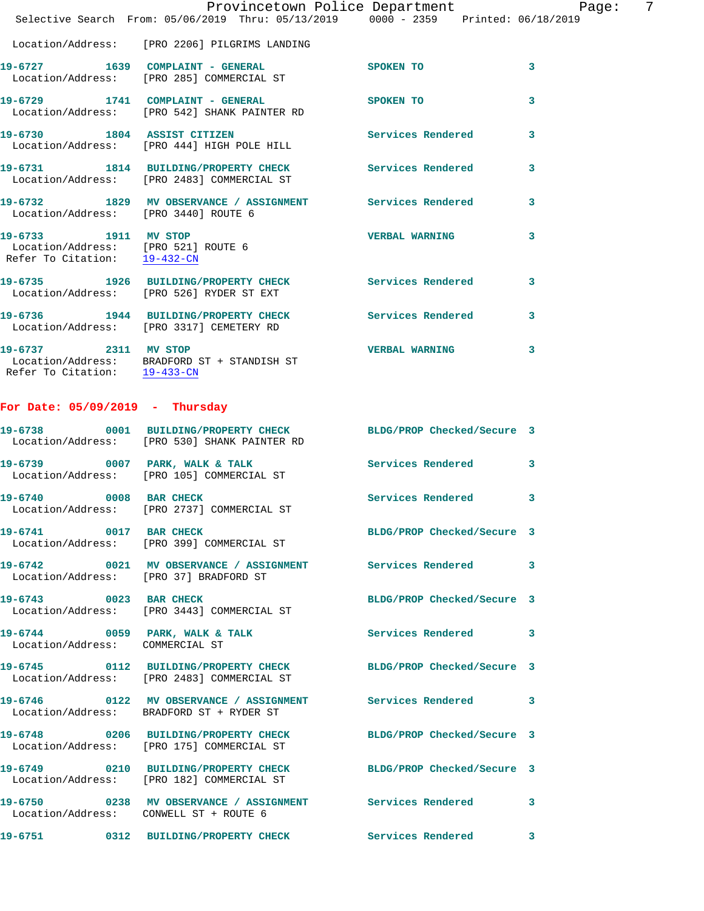Location/Address: [PRO 2206] PILGRIMS LANDING

**19-6727 1639 COMPLAINT - GENERAL** SPOKEN TO 3
Location/Address: [PRO 285] COMMERCIAL ST

**19-6729 1741 COMPLAINT - GENERAL** SPOKEN TO 3
Location/Address: [PRO 542] SHANK PAINTER RD

**19-6730 1804 ASSIST CITIZEN** Services Rendered 3
Location/Address: [PRO 444] HIGH POLE HILL

**19-6731 1814 BUILDING/PROPERTY CHECK** Services Rendered 3
Location/Address: [PRO 2483] COMMERCIAL ST

**19-6732 1829 MV OBSERVANCE / ASSIGNMENT** Services Rendered 3
Location/Address: [PRO 3440] ROUTE 6

**19-6733 1911 MV STOP** VERBAL WARNING 3
Location/Address: [PRO 521] ROUTE 6
Refer To Citation: 19-432-CN

**19-6735 1926 BUILDING/PROPERTY CHECK** Services Rendered 3
Location/Address: [PRO 526] RYDER ST EXT

**19-6736 1944 BUILDING/PROPERTY CHECK** Services Rendered 3
Location/Address: [PRO 3317] CEMETERY RD

**19-6737 2311 MV STOP** VERBAL WARNING 3
Location/Address: BRADFORD ST + STANDISH ST
Refer To Citation: 19-433-CN

## For Date: 05/09/2019 - Thursday

**19-6738 0001 BUILDING/PROPERTY CHECK** BLDG/PROP Checked/Secure 3
Location/Address: [PRO 530] SHANK PAINTER RD

**19-6739 0007 PARK, WALK & TALK** Services Rendered 3
Location/Address: [PRO 105] COMMERCIAL ST

**19-6740 0008 BAR CHECK** Services Rendered 3
Location/Address: [PRO 2737] COMMERCIAL ST

**19-6741 0017 BAR CHECK** BLDG/PROP Checked/Secure 3
Location/Address: [PRO 399] COMMERCIAL ST

**19-6742 0021 MV OBSERVANCE / ASSIGNMENT** Services Rendered 3
Location/Address: [PRO 37] BRADFORD ST

**19-6743 0023 BAR CHECK** BLDG/PROP Checked/Secure 3
Location/Address: [PRO 3443] COMMERCIAL ST

**19-6744 0059 PARK, WALK & TALK** Services Rendered 3
Location/Address: COMMERCIAL ST

**19-6745 0112 BUILDING/PROPERTY CHECK** BLDG/PROP Checked/Secure 3
Location/Address: [PRO 2483] COMMERCIAL ST

**19-6746 0122 MV OBSERVANCE / ASSIGNMENT** Services Rendered 3
Location/Address: BRADFORD ST + RYDER ST

**19-6748 0206 BUILDING/PROPERTY CHECK** BLDG/PROP Checked/Secure 3
Location/Address: [PRO 175] COMMERCIAL ST

**19-6749 0210 BUILDING/PROPERTY CHECK** BLDG/PROP Checked/Secure 3
Location/Address: [PRO 182] COMMERCIAL ST

**19-6750 0238 MV OBSERVANCE / ASSIGNMENT** Services Rendered 3
Location/Address: CONWELL ST + ROUTE 6

**19-6751 0312 BUILDING/PROPERTY CHECK** Services Rendered 3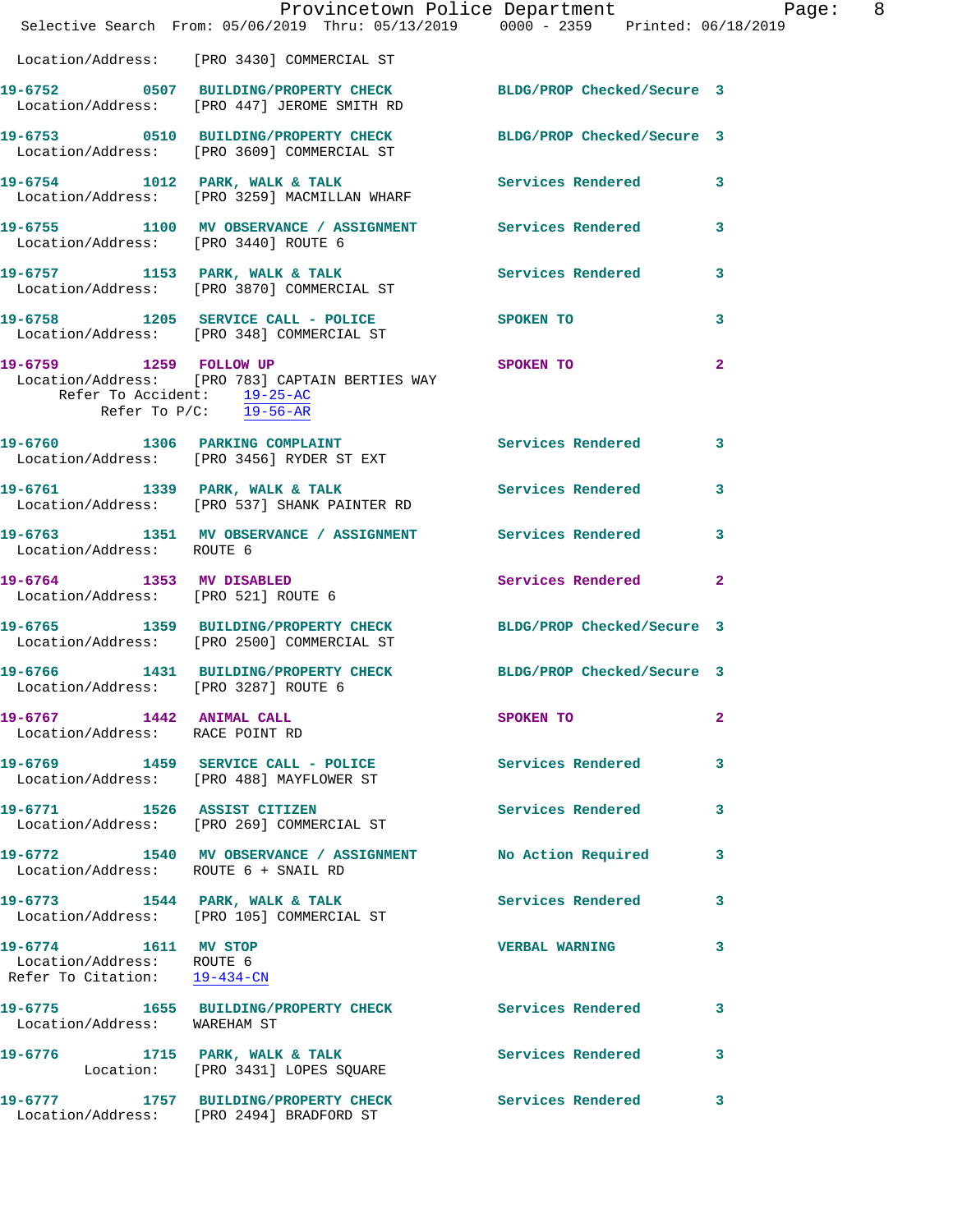Location/Address: [PRO 3430] COMMERCIAL ST

**19-6752 0507 BUILDING/PROPERTY CHECK** BLDG/PROP Checked/Secure 3
Location/Address: [PRO 447] JEROME SMITH RD

**19-6753 0510 BUILDING/PROPERTY CHECK** BLDG/PROP Checked/Secure 3
Location/Address: [PRO 3609] COMMERCIAL ST

**19-6754 1012 PARK, WALK & TALK** Services Rendered 3
Location/Address: [PRO 3259] MACMILLAN WHARF

**19-6755 1100 MV OBSERVANCE / ASSIGNMENT** Services Rendered 3
Location/Address: [PRO 3440] ROUTE 6

**19-6757 1153 PARK, WALK & TALK** Services Rendered 3
Location/Address: [PRO 3870] COMMERCIAL ST

**19-6758 1205 SERVICE CALL - POLICE** SPOKEN TO 3
Location/Address: [PRO 348] COMMERCIAL ST

**19-6759 1259 FOLLOW UP** SPOKEN TO 2
Location/Address: [PRO 783] CAPTAIN BERTIES WAY
Refer To Accident: 19-25-AC
Refer To P/C: 19-56-AR

**19-6760 1306 PARKING COMPLAINT** Services Rendered 3
Location/Address: [PRO 3456] RYDER ST EXT

**19-6761 1339 PARK, WALK & TALK** Services Rendered 3
Location/Address: [PRO 537] SHANK PAINTER RD

**19-6763 1351 MV OBSERVANCE / ASSIGNMENT** Services Rendered 3
Location/Address: ROUTE 6

**19-6764 1353 MV DISABLED** Services Rendered 2
Location/Address: [PRO 521] ROUTE 6

**19-6765 1359 BUILDING/PROPERTY CHECK** BLDG/PROP Checked/Secure 3
Location/Address: [PRO 2500] COMMERCIAL ST

**19-6766 1431 BUILDING/PROPERTY CHECK** BLDG/PROP Checked/Secure 3
Location/Address: [PRO 3287] ROUTE 6

**19-6767 1442 ANIMAL CALL** SPOKEN TO 2
Location/Address: RACE POINT RD

**19-6769 1459 SERVICE CALL - POLICE** Services Rendered 3
Location/Address: [PRO 488] MAYFLOWER ST

**19-6771 1526 ASSIST CITIZEN** Services Rendered 3
Location/Address: [PRO 269] COMMERCIAL ST

**19-6772 1540 MV OBSERVANCE / ASSIGNMENT** No Action Required 3
Location/Address: ROUTE 6 + SNAIL RD

**19-6773 1544 PARK, WALK & TALK** Services Rendered 3
Location/Address: [PRO 105] COMMERCIAL ST

**19-6774 1611 MV STOP** VERBAL WARNING 3
Location/Address: ROUTE 6
Refer To Citation: 19-434-CN

**19-6775 1655 BUILDING/PROPERTY CHECK** Services Rendered 3
Location/Address: WAREHAM ST

**19-6776 1715 PARK, WALK & TALK** Services Rendered 3
Location: [PRO 3431] LOPES SQUARE

**19-6777 1757 BUILDING/PROPERTY CHECK** Services Rendered 3
Location/Address: [PRO 2494] BRADFORD ST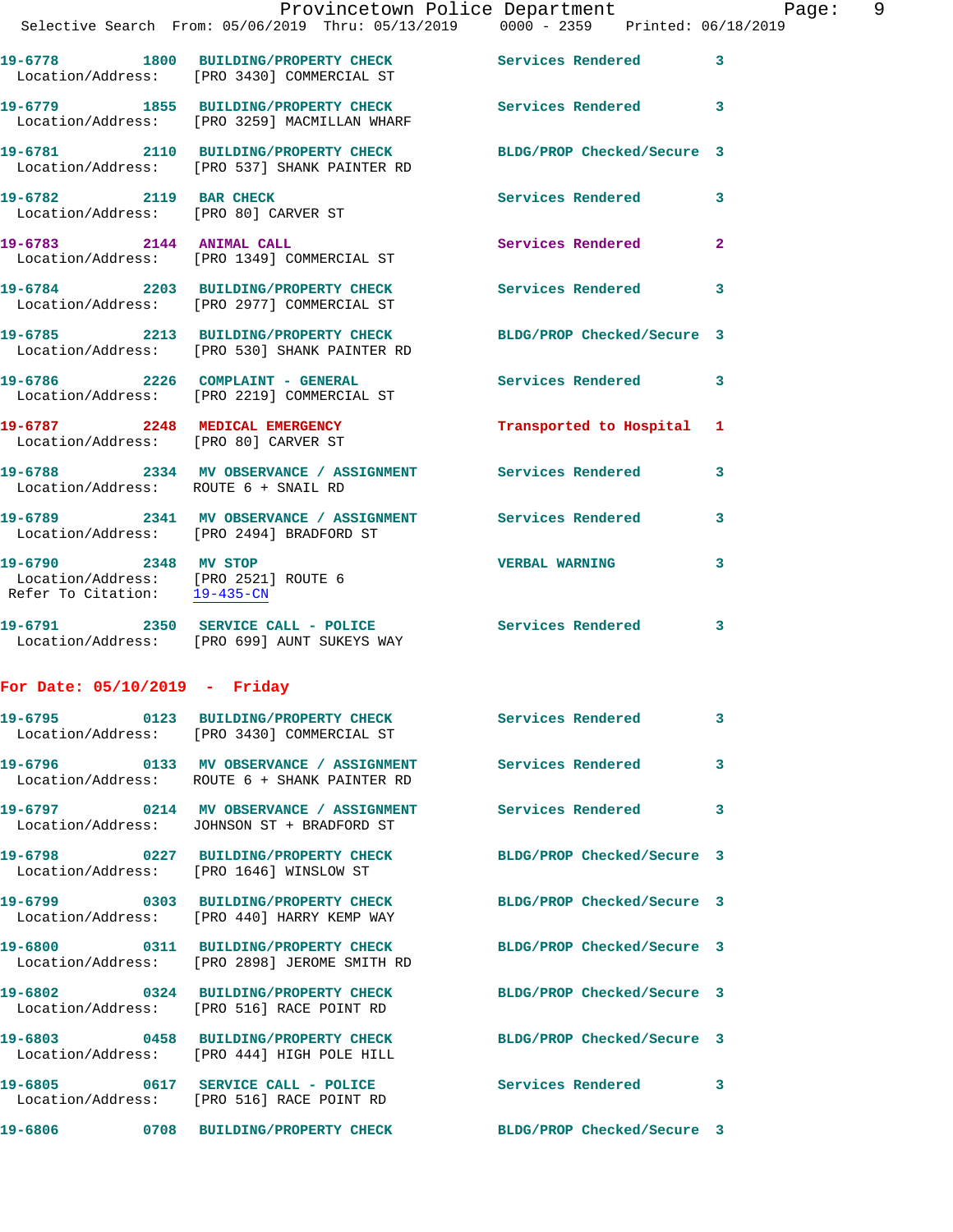19-6778 1800 BUILDING/PROPERTY CHECK Services Rendered 3
Location/Address: [PRO 3430] COMMERCIAL ST

19-6779 1855 BUILDING/PROPERTY CHECK Services Rendered 3
Location/Address: [PRO 3259] MACMILLAN WHARF

19-6781 2110 BUILDING/PROPERTY CHECK BLDG/PROP Checked/Secure 3
Location/Address: [PRO 537] SHANK PAINTER RD

19-6782 2119 BAR CHECK Services Rendered 3
Location/Address: [PRO 80] CARVER ST

19-6783 2144 ANIMAL CALL Services Rendered 2
Location/Address: [PRO 1349] COMMERCIAL ST

19-6784 2203 BUILDING/PROPERTY CHECK Services Rendered 3
Location/Address: [PRO 2977] COMMERCIAL ST

19-6785 2213 BUILDING/PROPERTY CHECK BLDG/PROP Checked/Secure 3
Location/Address: [PRO 530] SHANK PAINTER RD

19-6786 2226 COMPLAINT - GENERAL Services Rendered 3
Location/Address: [PRO 2219] COMMERCIAL ST

19-6787 2248 MEDICAL EMERGENCY Transported to Hospital 1
Location/Address: [PRO 80] CARVER ST

19-6788 2334 MV OBSERVANCE / ASSIGNMENT Services Rendered 3
Location/Address: ROUTE 6 + SNAIL RD

19-6789 2341 MV OBSERVANCE / ASSIGNMENT Services Rendered 3
Location/Address: [PRO 2494] BRADFORD ST

19-6790 2348 MV STOP VERBAL WARNING 3
Location/Address: [PRO 2521] ROUTE 6
Refer To Citation: 19-435-CN

19-6791 2350 SERVICE CALL - POLICE Services Rendered 3
Location/Address: [PRO 699] AUNT SUKEYS WAY

**For Date: 05/10/2019 - Friday**

19-6795 0123 BUILDING/PROPERTY CHECK Services Rendered 3
Location/Address: [PRO 3430] COMMERCIAL ST

19-6796 0133 MV OBSERVANCE / ASSIGNMENT Services Rendered 3
Location/Address: ROUTE 6 + SHANK PAINTER RD

19-6797 0214 MV OBSERVANCE / ASSIGNMENT Services Rendered 3
Location/Address: JOHNSON ST + BRADFORD ST

19-6798 0227 BUILDING/PROPERTY CHECK BLDG/PROP Checked/Secure 3
Location/Address: [PRO 1646] WINSLOW ST

19-6799 0303 BUILDING/PROPERTY CHECK BLDG/PROP Checked/Secure 3
Location/Address: [PRO 440] HARRY KEMP WAY

19-6800 0311 BUILDING/PROPERTY CHECK BLDG/PROP Checked/Secure 3
Location/Address: [PRO 2898] JEROME SMITH RD

19-6802 0324 BUILDING/PROPERTY CHECK BLDG/PROP Checked/Secure 3
Location/Address: [PRO 516] RACE POINT RD

19-6803 0458 BUILDING/PROPERTY CHECK BLDG/PROP Checked/Secure 3
Location/Address: [PRO 444] HIGH POLE HILL

19-6805 0617 SERVICE CALL - POLICE Services Rendered 3
Location/Address: [PRO 516] RACE POINT RD

19-6806 0708 BUILDING/PROPERTY CHECK BLDG/PROP Checked/Secure 3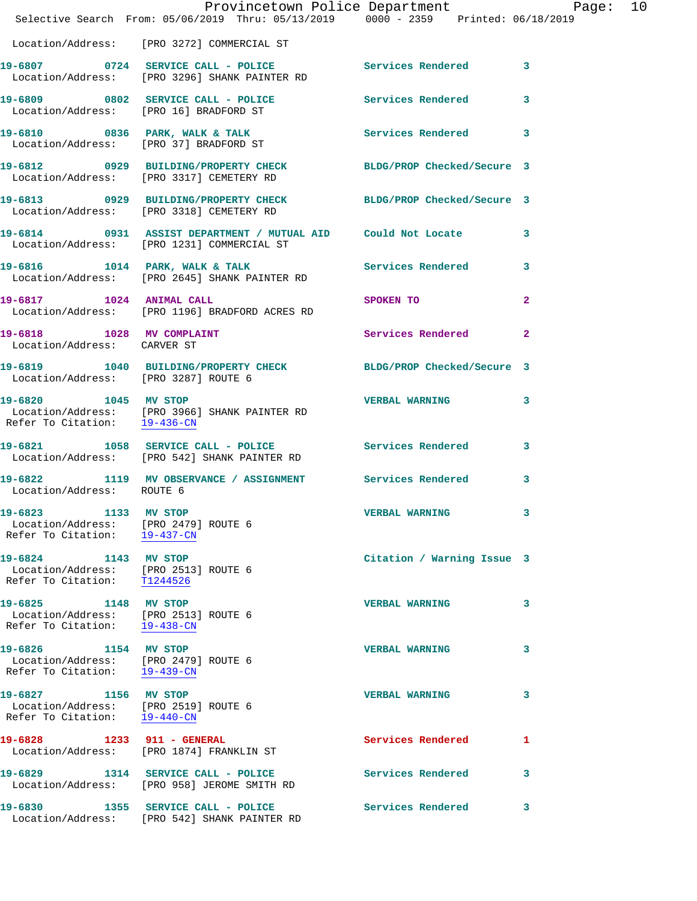Location/Address: [PRO 3272] COMMERCIAL ST

**19-6807 0724 SERVICE CALL - POLICE** — Services Rendered 3
Location/Address: [PRO 3296] SHANK PAINTER RD

**19-6809 0802 SERVICE CALL - POLICE** — Services Rendered 3
Location/Address: [PRO 16] BRADFORD ST

**19-6810 0836 PARK, WALK & TALK** — Services Rendered 3
Location/Address: [PRO 37] BRADFORD ST

**19-6812 0929 BUILDING/PROPERTY CHECK** — BLDG/PROP Checked/Secure 3
Location/Address: [PRO 3317] CEMETERY RD

**19-6813 0929 BUILDING/PROPERTY CHECK** — BLDG/PROP Checked/Secure 3
Location/Address: [PRO 3318] CEMETERY RD

**19-6814 0931 ASSIST DEPARTMENT / MUTUAL AID** — Could Not Locate 3
Location/Address: [PRO 1231] COMMERCIAL ST

**19-6816 1014 PARK, WALK & TALK** — Services Rendered 3
Location/Address: [PRO 2645] SHANK PAINTER RD

**19-6817 1024 ANIMAL CALL** — SPOKEN TO 2
Location/Address: [PRO 1196] BRADFORD ACRES RD

**19-6818 1028 MV COMPLAINT** — Services Rendered 2
Location/Address: CARVER ST

**19-6819 1040 BUILDING/PROPERTY CHECK** — BLDG/PROP Checked/Secure 3
Location/Address: [PRO 3287] ROUTE 6

**19-6820 1045 MV STOP** — VERBAL WARNING 3
Location/Address: [PRO 3966] SHANK PAINTER RD
Refer To Citation: 19-436-CN

**19-6821 1058 SERVICE CALL - POLICE** — Services Rendered 3
Location/Address: [PRO 542] SHANK PAINTER RD

**19-6822 1119 MV OBSERVANCE / ASSIGNMENT** — Services Rendered 3
Location/Address: ROUTE 6

**19-6823 1133 MV STOP** — VERBAL WARNING 3
Location/Address: [PRO 2479] ROUTE 6
Refer To Citation: 19-437-CN

**19-6824 1143 MV STOP** — Citation / Warning Issue 3
Location/Address: [PRO 2513] ROUTE 6
Refer To Citation: T1244526

**19-6825 1148 MV STOP** — VERBAL WARNING 3
Location/Address: [PRO 2513] ROUTE 6
Refer To Citation: 19-438-CN

**19-6826 1154 MV STOP** — VERBAL WARNING 3
Location/Address: [PRO 2479] ROUTE 6
Refer To Citation: 19-439-CN

**19-6827 1156 MV STOP** — VERBAL WARNING 3
Location/Address: [PRO 2519] ROUTE 6
Refer To Citation: 19-440-CN

**19-6828 1233 911 - GENERAL** — Services Rendered 1
Location/Address: [PRO 1874] FRANKLIN ST

**19-6829 1314 SERVICE CALL - POLICE** — Services Rendered 3
Location/Address: [PRO 958] JEROME SMITH RD

**19-6830 1355 SERVICE CALL - POLICE** — Services Rendered 3
Location/Address: [PRO 542] SHANK PAINTER RD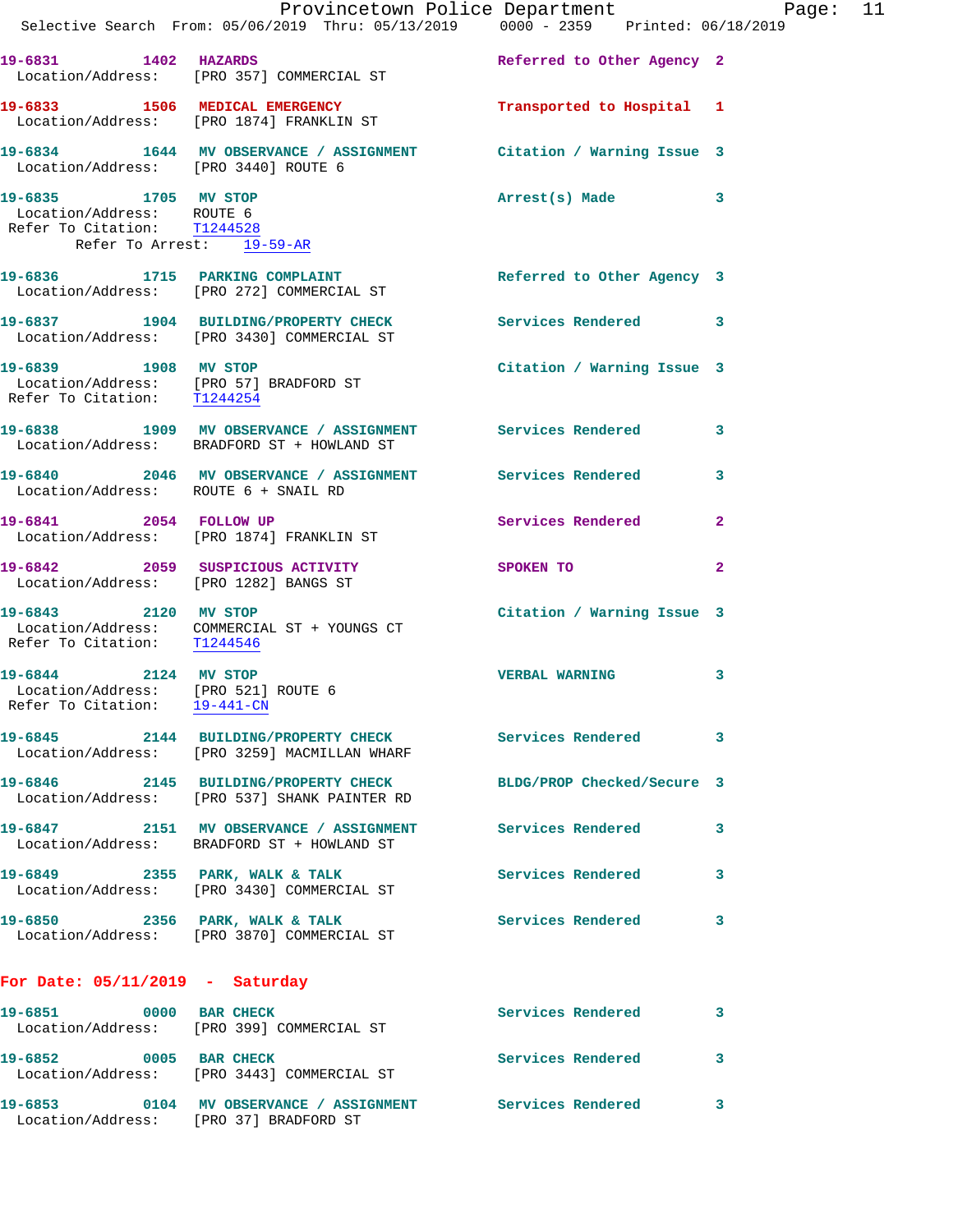19-6831 1402 **HAZARDS** Referred to Other Agency 2
Location/Address: [PRO 357] COMMERCIAL ST

19-6833 1506 **MEDICAL EMERGENCY** Transported to Hospital 1
Location/Address: [PRO 1874] FRANKLIN ST

19-6834 1644 **MV OBSERVANCE / ASSIGNMENT** Citation / Warning Issue 3
Location/Address: [PRO 3440] ROUTE 6

19-6835 1705 **MV STOP** Arrest(s) Made 3
Location/Address: ROUTE 6
Refer To Citation: T1244528
Refer To Arrest: 19-59-AR

19-6836 1715 **PARKING COMPLAINT** Referred to Other Agency 3
Location/Address: [PRO 272] COMMERCIAL ST

19-6837 1904 **BUILDING/PROPERTY CHECK** Services Rendered 3
Location/Address: [PRO 3430] COMMERCIAL ST

19-6839 1908 **MV STOP** Citation / Warning Issue 3
Location/Address: [PRO 57] BRADFORD ST
Refer To Citation: T1244254

19-6838 1909 **MV OBSERVANCE / ASSIGNMENT** Services Rendered 3
Location/Address: BRADFORD ST + HOWLAND ST

19-6840 2046 **MV OBSERVANCE / ASSIGNMENT** Services Rendered 3
Location/Address: ROUTE 6 + SNAIL RD

19-6841 2054 **FOLLOW UP** Services Rendered 2
Location/Address: [PRO 1874] FRANKLIN ST

19-6842 2059 **SUSPICIOUS ACTIVITY** SPOKEN TO 2
Location/Address: [PRO 1282] BANGS ST

19-6843 2120 **MV STOP** Citation / Warning Issue 3
Location/Address: COMMERCIAL ST + YOUNGS CT
Refer To Citation: T1244546

19-6844 2124 **MV STOP** VERBAL WARNING 3
Location/Address: [PRO 521] ROUTE 6
Refer To Citation: 19-441-CN

19-6845 2144 **BUILDING/PROPERTY CHECK** Services Rendered 3
Location/Address: [PRO 3259] MACMILLAN WHARF

19-6846 2145 **BUILDING/PROPERTY CHECK** BLDG/PROP Checked/Secure 3
Location/Address: [PRO 537] SHANK PAINTER RD

19-6847 2151 **MV OBSERVANCE / ASSIGNMENT** Services Rendered 3
Location/Address: BRADFORD ST + HOWLAND ST

19-6849 2355 **PARK, WALK & TALK** Services Rendered 3
Location/Address: [PRO 3430] COMMERCIAL ST

19-6850 2356 **PARK, WALK & TALK** Services Rendered 3
Location/Address: [PRO 3870] COMMERCIAL ST

## For Date: 05/11/2019 - Saturday

19-6851 0000 **BAR CHECK** Services Rendered 3
Location/Address: [PRO 399] COMMERCIAL ST

19-6852 0005 **BAR CHECK** Services Rendered 3
Location/Address: [PRO 3443] COMMERCIAL ST

19-6853 0104 **MV OBSERVANCE / ASSIGNMENT** Services Rendered 3
Location/Address: [PRO 37] BRADFORD ST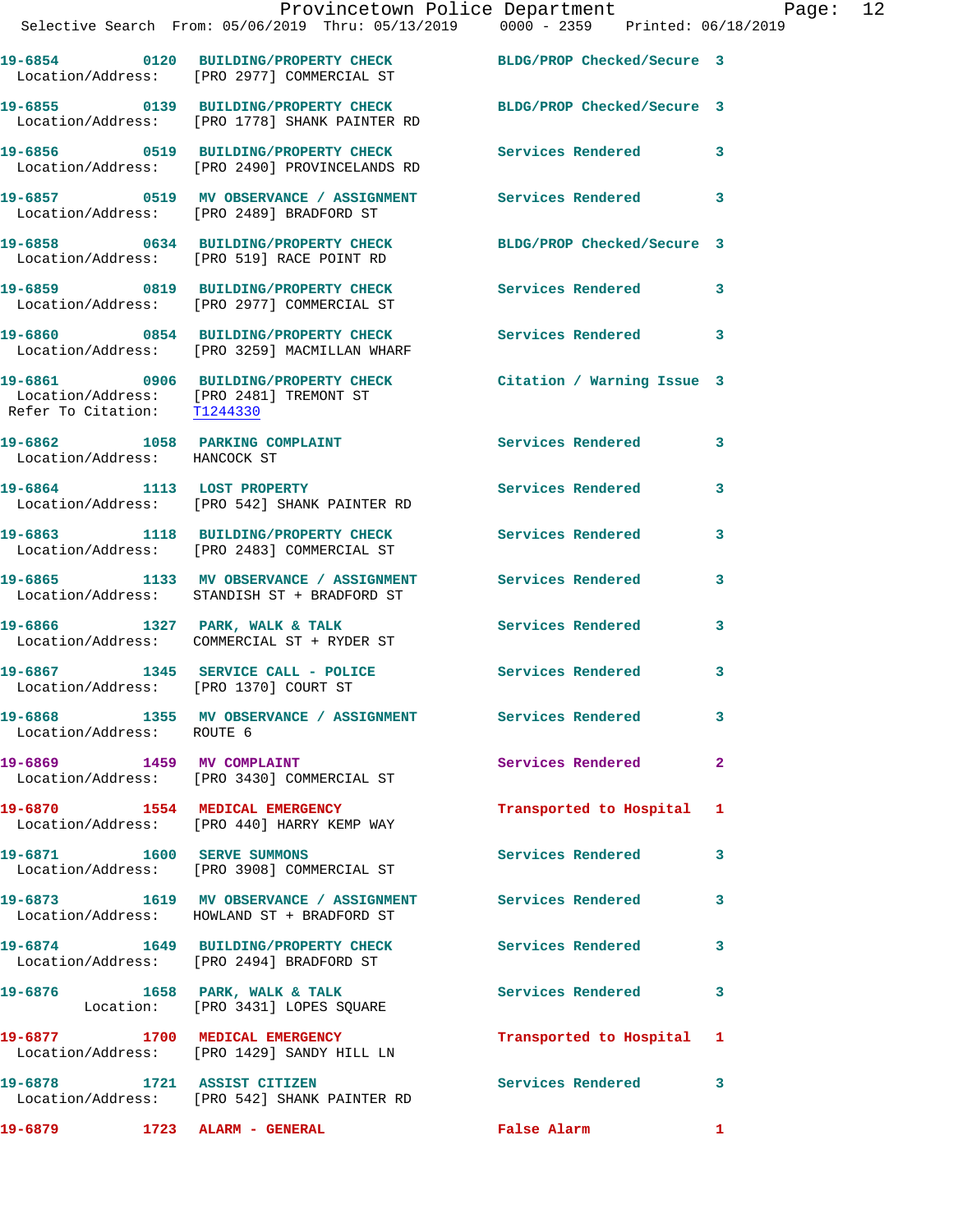19-6854 0120 BUILDING/PROPERTY CHECK BLDG/PROP Checked/Secure 3
Location/Address: [PRO 2977] COMMERCIAL ST

19-6855 0139 BUILDING/PROPERTY CHECK BLDG/PROP Checked/Secure 3
Location/Address: [PRO 1778] SHANK PAINTER RD

19-6856 0519 BUILDING/PROPERTY CHECK Services Rendered 3
Location/Address: [PRO 2490] PROVINCELANDS RD

19-6857 0519 MV OBSERVANCE / ASSIGNMENT Services Rendered 3
Location/Address: [PRO 2489] BRADFORD ST

19-6858 0634 BUILDING/PROPERTY CHECK BLDG/PROP Checked/Secure 3
Location/Address: [PRO 519] RACE POINT RD

19-6859 0819 BUILDING/PROPERTY CHECK Services Rendered 3
Location/Address: [PRO 2977] COMMERCIAL ST

19-6860 0854 BUILDING/PROPERTY CHECK Services Rendered 3
Location/Address: [PRO 3259] MACMILLAN WHARF

19-6861 0906 BUILDING/PROPERTY CHECK Citation / Warning Issue 3
Location/Address: [PRO 2481] TREMONT ST
Refer To Citation: T1244330

19-6862 1058 PARKING COMPLAINT Services Rendered 3
Location/Address: HANCOCK ST

19-6864 1113 LOST PROPERTY Services Rendered 3
Location/Address: [PRO 542] SHANK PAINTER RD

19-6863 1118 BUILDING/PROPERTY CHECK Services Rendered 3
Location/Address: [PRO 2483] COMMERCIAL ST

19-6865 1133 MV OBSERVANCE / ASSIGNMENT Services Rendered 3
Location/Address: STANDISH ST + BRADFORD ST

19-6866 1327 PARK, WALK & TALK Services Rendered 3
Location/Address: COMMERCIAL ST + RYDER ST

19-6867 1345 SERVICE CALL - POLICE Services Rendered 3
Location/Address: [PRO 1370] COURT ST

19-6868 1355 MV OBSERVANCE / ASSIGNMENT Services Rendered 3
Location/Address: ROUTE 6

19-6869 1459 MV COMPLAINT Services Rendered 2
Location/Address: [PRO 3430] COMMERCIAL ST

19-6870 1554 MEDICAL EMERGENCY Transported to Hospital 1
Location/Address: [PRO 440] HARRY KEMP WAY

19-6871 1600 SERVE SUMMONS Services Rendered 3
Location/Address: [PRO 3908] COMMERCIAL ST

19-6873 1619 MV OBSERVANCE / ASSIGNMENT Services Rendered 3
Location/Address: HOWLAND ST + BRADFORD ST

19-6874 1649 BUILDING/PROPERTY CHECK Services Rendered 3
Location/Address: [PRO 2494] BRADFORD ST

19-6876 1658 PARK, WALK & TALK Services Rendered 3
Location: [PRO 3431] LOPES SQUARE

19-6877 1700 MEDICAL EMERGENCY Transported to Hospital 1
Location/Address: [PRO 1429] SANDY HILL LN

19-6878 1721 ASSIST CITIZEN Services Rendered 3
Location/Address: [PRO 542] SHANK PAINTER RD

19-6879 1723 ALARM - GENERAL False Alarm 1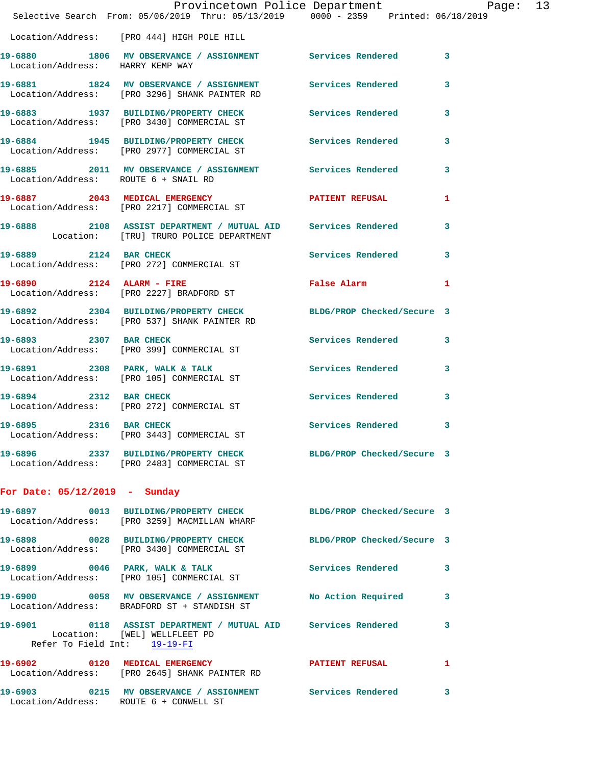Location/Address: [PRO 444] HIGH POLE HILL

19-6880 1806 MV OBSERVANCE / ASSIGNMENT Services Rendered 3
Location/Address: HARRY KEMP WAY

19-6881 1824 MV OBSERVANCE / ASSIGNMENT Services Rendered 3
Location/Address: [PRO 3296] SHANK PAINTER RD

19-6883 1937 BUILDING/PROPERTY CHECK Services Rendered 3
Location/Address: [PRO 3430] COMMERCIAL ST

19-6884 1945 BUILDING/PROPERTY CHECK Services Rendered 3
Location/Address: [PRO 2977] COMMERCIAL ST

19-6885 2011 MV OBSERVANCE / ASSIGNMENT Services Rendered 3
Location/Address: ROUTE 6 + SNAIL RD

19-6887 2043 MEDICAL EMERGENCY PATIENT REFUSAL 1
Location/Address: [PRO 2217] COMMERCIAL ST

19-6888 2108 ASSIST DEPARTMENT / MUTUAL AID Services Rendered 3
Location: [TRU] TRURO POLICE DEPARTMENT

19-6889 2124 BAR CHECK Services Rendered 3
Location/Address: [PRO 272] COMMERCIAL ST

19-6890 2124 ALARM - FIRE False Alarm 1
Location/Address: [PRO 2227] BRADFORD ST

19-6892 2304 BUILDING/PROPERTY CHECK BLDG/PROP Checked/Secure 3
Location/Address: [PRO 537] SHANK PAINTER RD

19-6893 2307 BAR CHECK Services Rendered 3
Location/Address: [PRO 399] COMMERCIAL ST

19-6891 2308 PARK, WALK & TALK Services Rendered 3
Location/Address: [PRO 105] COMMERCIAL ST

19-6894 2312 BAR CHECK Services Rendered 3
Location/Address: [PRO 272] COMMERCIAL ST

19-6895 2316 BAR CHECK Services Rendered 3
Location/Address: [PRO 3443] COMMERCIAL ST

19-6896 2337 BUILDING/PROPERTY CHECK BLDG/PROP Checked/Secure 3
Location/Address: [PRO 2483] COMMERCIAL ST

## For Date: 05/12/2019 - Sunday

19-6897 0013 BUILDING/PROPERTY CHECK BLDG/PROP Checked/Secure 3
Location/Address: [PRO 3259] MACMILLAN WHARF

19-6898 0028 BUILDING/PROPERTY CHECK BLDG/PROP Checked/Secure 3
Location/Address: [PRO 3430] COMMERCIAL ST

19-6899 0046 PARK, WALK & TALK Services Rendered 3
Location/Address: [PRO 105] COMMERCIAL ST

19-6900 0058 MV OBSERVANCE / ASSIGNMENT No Action Required 3
Location/Address: BRADFORD ST + STANDISH ST

19-6901 0118 ASSIST DEPARTMENT / MUTUAL AID Services Rendered 3
Location: [WEL] WELLFLEET PD
Refer To Field Int: 19-19-FI

19-6902 0120 MEDICAL EMERGENCY PATIENT REFUSAL 1
Location/Address: [PRO 2645] SHANK PAINTER RD

19-6903 0215 MV OBSERVANCE / ASSIGNMENT Services Rendered 3
Location/Address: ROUTE 6 + CONWELL ST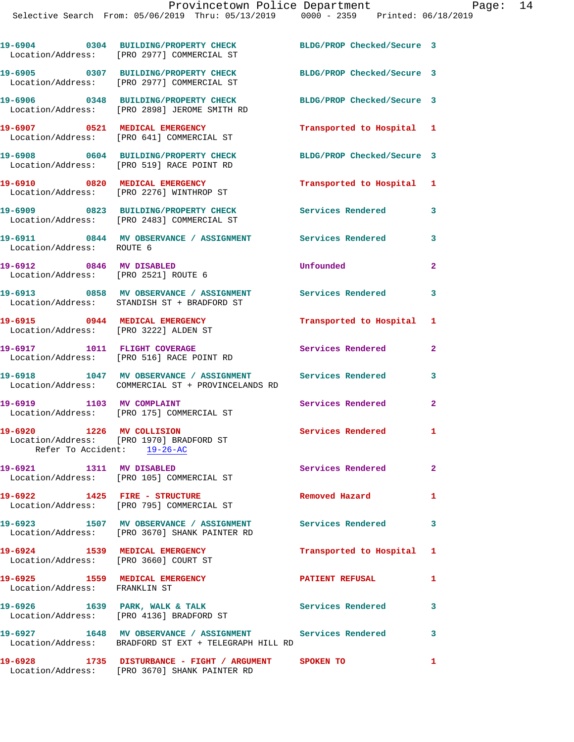19-6904 0304 BUILDING/PROPERTY CHECK BLDG/PROP Checked/Secure 3
Location/Address: [PRO 2977] COMMERCIAL ST

19-6905 0307 BUILDING/PROPERTY CHECK BLDG/PROP Checked/Secure 3
Location/Address: [PRO 2977] COMMERCIAL ST

19-6906 0348 BUILDING/PROPERTY CHECK BLDG/PROP Checked/Secure 3
Location/Address: [PRO 2898] JEROME SMITH RD

19-6907 0521 MEDICAL EMERGENCY Transported to Hospital 1
Location/Address: [PRO 641] COMMERCIAL ST

19-6908 0604 BUILDING/PROPERTY CHECK BLDG/PROP Checked/Secure 3
Location/Address: [PRO 519] RACE POINT RD

19-6910 0820 MEDICAL EMERGENCY Transported to Hospital 1
Location/Address: [PRO 2276] WINTHROP ST

19-6909 0823 BUILDING/PROPERTY CHECK Services Rendered 3
Location/Address: [PRO 2483] COMMERCIAL ST

19-6911 0844 MV OBSERVANCE / ASSIGNMENT Services Rendered 3
Location/Address: ROUTE 6

19-6912 0846 MV DISABLED Unfounded 2
Location/Address: [PRO 2521] ROUTE 6

19-6913 0858 MV OBSERVANCE / ASSIGNMENT Services Rendered 3
Location/Address: STANDISH ST + BRADFORD ST

19-6915 0944 MEDICAL EMERGENCY Transported to Hospital 1
Location/Address: [PRO 3222] ALDEN ST

19-6917 1011 FLIGHT COVERAGE Services Rendered 2
Location/Address: [PRO 516] RACE POINT RD

19-6918 1047 MV OBSERVANCE / ASSIGNMENT Services Rendered 3
Location/Address: COMMERCIAL ST + PROVINCELANDS RD

19-6919 1103 MV COMPLAINT Services Rendered 2
Location/Address: [PRO 175] COMMERCIAL ST

19-6920 1226 MV COLLISION Services Rendered 1
Location/Address: [PRO 1970] BRADFORD ST
Refer To Accident: 19-26-AC

19-6921 1311 MV DISABLED Services Rendered 2
Location/Address: [PRO 105] COMMERCIAL ST

19-6922 1425 FIRE - STRUCTURE Removed Hazard 1
Location/Address: [PRO 795] COMMERCIAL ST

19-6923 1507 MV OBSERVANCE / ASSIGNMENT Services Rendered 3
Location/Address: [PRO 3670] SHANK PAINTER RD

19-6924 1539 MEDICAL EMERGENCY Transported to Hospital 1
Location/Address: [PRO 3660] COURT ST

19-6925 1559 MEDICAL EMERGENCY PATIENT REFUSAL 1
Location/Address: FRANKLIN ST

19-6926 1639 PARK, WALK & TALK Services Rendered 3
Location/Address: [PRO 4136] BRADFORD ST

19-6927 1648 MV OBSERVANCE / ASSIGNMENT Services Rendered 3
Location/Address: BRADFORD ST EXT + TELEGRAPH HILL RD

19-6928 1735 DISTURBANCE - FIGHT / ARGUMENT SPOKEN TO 1
Location/Address: [PRO 3670] SHANK PAINTER RD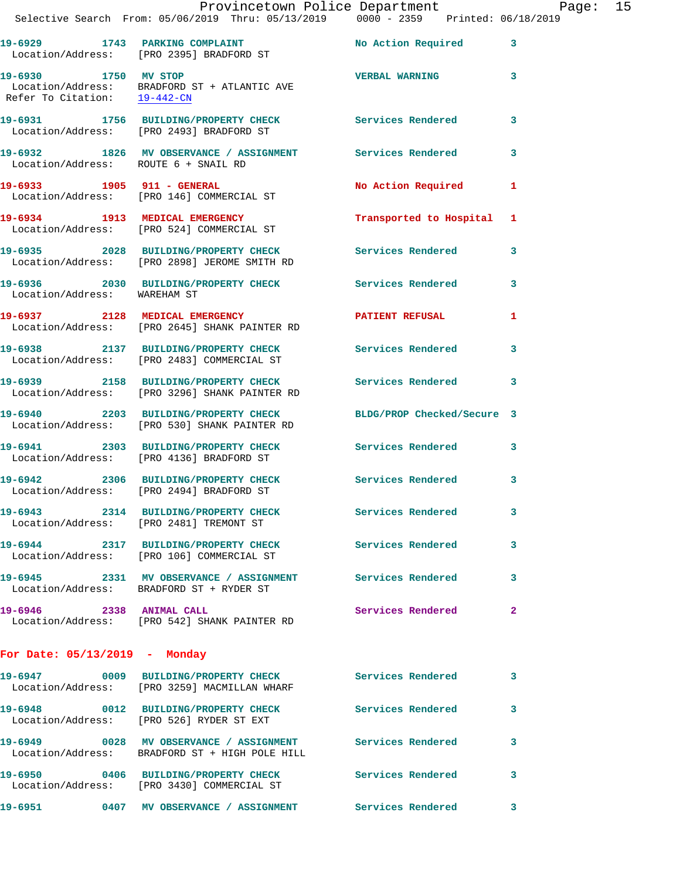19-6929 1743 PARKING COMPLAINT No Action Required 3
Location/Address: [PRO 2395] BRADFORD ST

19-6930 1750 MV STOP VERBAL WARNING 3
Location/Address: BRADFORD ST + ATLANTIC AVE
Refer To Citation: 19-442-CN

19-6931 1756 BUILDING/PROPERTY CHECK Services Rendered 3
Location/Address: [PRO 2493] BRADFORD ST

19-6932 1826 MV OBSERVANCE / ASSIGNMENT Services Rendered 3
Location/Address: ROUTE 6 + SNAIL RD

19-6933 1905 911 - GENERAL No Action Required 1
Location/Address: [PRO 146] COMMERCIAL ST

19-6934 1913 MEDICAL EMERGENCY Transported to Hospital 1
Location/Address: [PRO 524] COMMERCIAL ST

19-6935 2028 BUILDING/PROPERTY CHECK Services Rendered 3
Location/Address: [PRO 2898] JEROME SMITH RD

19-6936 2030 BUILDING/PROPERTY CHECK Services Rendered 3
Location/Address: WAREHAM ST

19-6937 2128 MEDICAL EMERGENCY PATIENT REFUSAL 1
Location/Address: [PRO 2645] SHANK PAINTER RD

19-6938 2137 BUILDING/PROPERTY CHECK Services Rendered 3
Location/Address: [PRO 2483] COMMERCIAL ST

19-6939 2158 BUILDING/PROPERTY CHECK Services Rendered 3
Location/Address: [PRO 3296] SHANK PAINTER RD

19-6940 2203 BUILDING/PROPERTY CHECK BLDG/PROP Checked/Secure 3
Location/Address: [PRO 530] SHANK PAINTER RD

19-6941 2303 BUILDING/PROPERTY CHECK Services Rendered 3
Location/Address: [PRO 4136] BRADFORD ST

19-6942 2306 BUILDING/PROPERTY CHECK Services Rendered 3
Location/Address: [PRO 2494] BRADFORD ST

19-6943 2314 BUILDING/PROPERTY CHECK Services Rendered 3
Location/Address: [PRO 2481] TREMONT ST

19-6944 2317 BUILDING/PROPERTY CHECK Services Rendered 3
Location/Address: [PRO 106] COMMERCIAL ST

19-6945 2331 MV OBSERVANCE / ASSIGNMENT Services Rendered 3
Location/Address: BRADFORD ST + RYDER ST

19-6946 2338 ANIMAL CALL Services Rendered 2
Location/Address: [PRO 542] SHANK PAINTER RD

**For Date: 05/13/2019 - Monday**

19-6947 0009 BUILDING/PROPERTY CHECK Services Rendered 3
Location/Address: [PRO 3259] MACMILLAN WHARF

19-6948 0012 BUILDING/PROPERTY CHECK Services Rendered 3
Location/Address: [PRO 526] RYDER ST EXT

19-6949 0028 MV OBSERVANCE / ASSIGNMENT Services Rendered 3
Location/Address: BRADFORD ST + HIGH POLE HILL

19-6950 0406 BUILDING/PROPERTY CHECK Services Rendered 3
Location/Address: [PRO 3430] COMMERCIAL ST

19-6951 0407 MV OBSERVANCE / ASSIGNMENT Services Rendered 3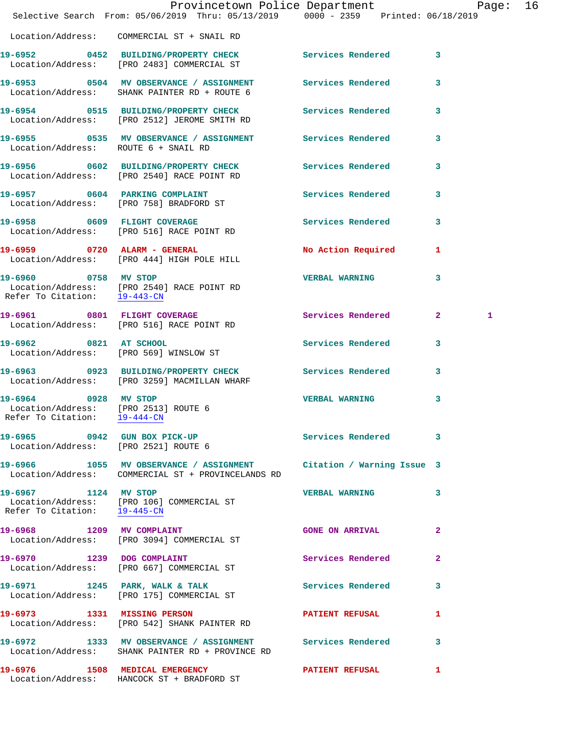Location/Address: COMMERCIAL ST + SNAIL RD

| Call Number | Time | Call Reason | Action | Priority | |
|---|---|---|---|---|---|
| 19-6952 | 0452 | BUILDING/PROPERTY CHECK | Services Rendered | 3 | |
| Location/Address: | | [PRO 2483] COMMERCIAL ST | | | |
| 19-6953 | 0504 | MV OBSERVANCE / ASSIGNMENT | Services Rendered | 3 | |
| Location/Address: | | SHANK PAINTER RD + ROUTE 6 | | | |
| 19-6954 | 0515 | BUILDING/PROPERTY CHECK | Services Rendered | 3 | |
| Location/Address: | | [PRO 2512] JEROME SMITH RD | | | |
| 19-6955 | 0535 | MV OBSERVANCE / ASSIGNMENT | Services Rendered | 3 | |
| Location/Address: | | ROUTE 6 + SNAIL RD | | | |
| 19-6956 | 0602 | BUILDING/PROPERTY CHECK | Services Rendered | 3 | |
| Location/Address: | | [PRO 2540] RACE POINT RD | | | |
| 19-6957 | 0604 | PARKING COMPLAINT | Services Rendered | 3 | |
| Location/Address: | | [PRO 758] BRADFORD ST | | | |
| 19-6958 | 0609 | FLIGHT COVERAGE | Services Rendered | 3 | |
| Location/Address: | | [PRO 516] RACE POINT RD | | | |
| 19-6959 | 0720 | ALARM - GENERAL | No Action Required | 1 | |
| Location/Address: | | [PRO 444] HIGH POLE HILL | | | |
| 19-6960 | 0758 | MV STOP | VERBAL WARNING | 3 | |
| Location/Address: | | [PRO 2540] RACE POINT RD | | | |
| Refer To Citation: | | 19-443-CN | | | |
| 19-6961 | 0801 | FLIGHT COVERAGE | Services Rendered | 2 | 1 |
| Location/Address: | | [PRO 516] RACE POINT RD | | | |
| 19-6962 | 0821 | AT SCHOOL | Services Rendered | 3 | |
| Location/Address: | | [PRO 569] WINSLOW ST | | | |
| 19-6963 | 0923 | BUILDING/PROPERTY CHECK | Services Rendered | 3 | |
| Location/Address: | | [PRO 3259] MACMILLAN WHARF | | | |
| 19-6964 | 0928 | MV STOP | VERBAL WARNING | 3 | |
| Location/Address: | | [PRO 2513] ROUTE 6 | | | |
| Refer To Citation: | | 19-444-CN | | | |
| 19-6965 | 0942 | GUN BOX PICK-UP | Services Rendered | 3 | |
| Location/Address: | | [PRO 2521] ROUTE 6 | | | |
| 19-6966 | 1055 | MV OBSERVANCE / ASSIGNMENT | Citation / Warning Issue | 3 | |
| Location/Address: | | COMMERCIAL ST + PROVINCELANDS RD | | | |
| 19-6967 | 1124 | MV STOP | VERBAL WARNING | 3 | |
| Location/Address: | | [PRO 106] COMMERCIAL ST | | | |
| Refer To Citation: | | 19-445-CN | | | |
| 19-6968 | 1209 | MV COMPLAINT | GONE ON ARRIVAL | 2 | |
| Location/Address: | | [PRO 3094] COMMERCIAL ST | | | |
| 19-6970 | 1239 | DOG COMPLAINT | Services Rendered | 2 | |
| Location/Address: | | [PRO 667] COMMERCIAL ST | | | |
| 19-6971 | 1245 | PARK, WALK & TALK | Services Rendered | 3 | |
| Location/Address: | | [PRO 175] COMMERCIAL ST | | | |
| 19-6973 | 1331 | MISSING PERSON | PATIENT REFUSAL | 1 | |
| Location/Address: | | [PRO 542] SHANK PAINTER RD | | | |
| 19-6972 | 1333 | MV OBSERVANCE / ASSIGNMENT | Services Rendered | 3 | |
| Location/Address: | | SHANK PAINTER RD + PROVINCE RD | | | |
| 19-6976 | 1508 | MEDICAL EMERGENCY | PATIENT REFUSAL | 1 | |
| Location/Address: | | HANCOCK ST + BRADFORD ST | | | |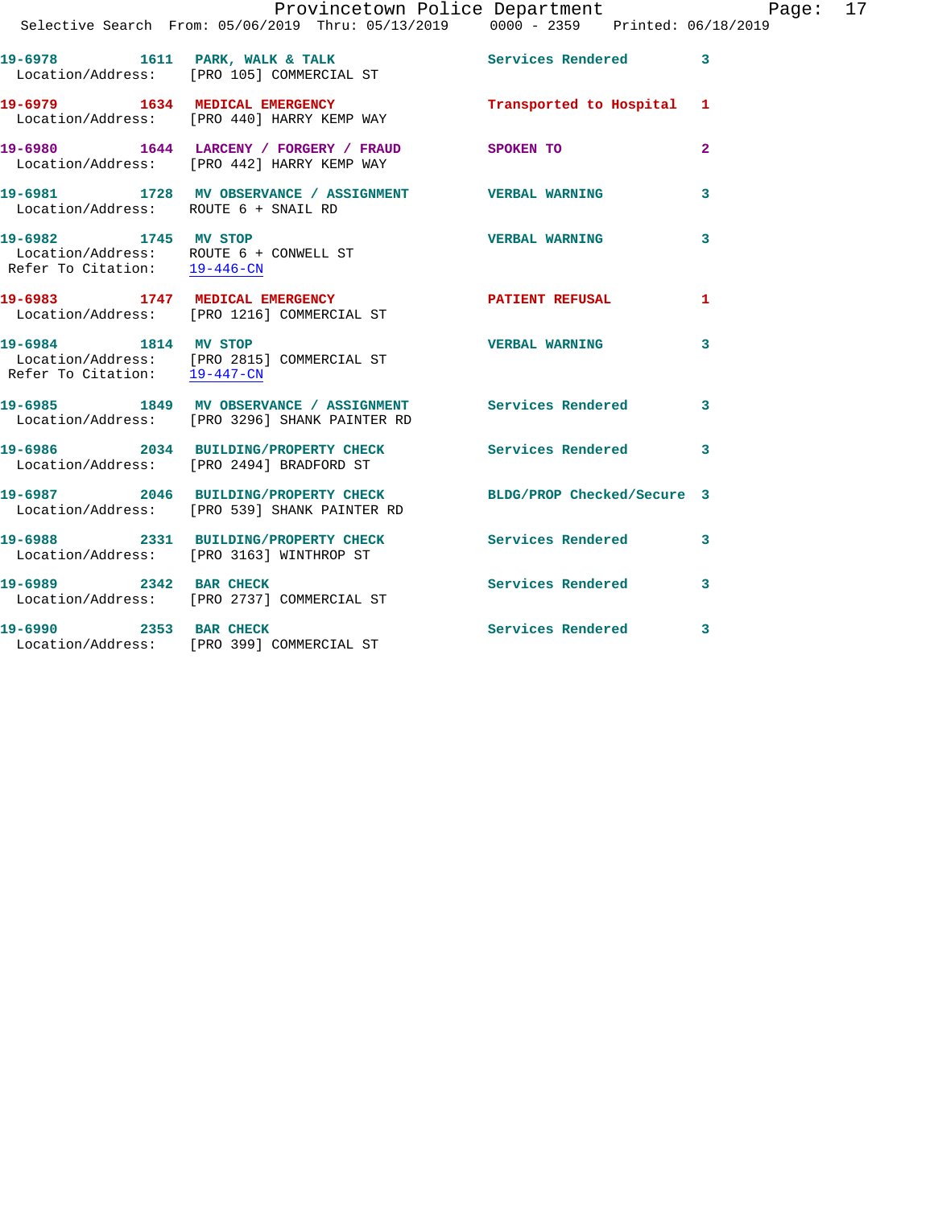19-6978 1611 PARK, WALK & TALK Services Rendered 3
Location/Address: [PRO 105] COMMERCIAL ST

19-6979 1634 MEDICAL EMERGENCY Transported to Hospital 1
Location/Address: [PRO 440] HARRY KEMP WAY

19-6980 1644 LARCENY / FORGERY / FRAUD SPOKEN TO 2
Location/Address: [PRO 442] HARRY KEMP WAY

19-6981 1728 MV OBSERVANCE / ASSIGNMENT VERBAL WARNING 3
Location/Address: ROUTE 6 + SNAIL RD

19-6982 1745 MV STOP VERBAL WARNING 3
Location/Address: ROUTE 6 + CONWELL ST
Refer To Citation: 19-446-CN

19-6983 1747 MEDICAL EMERGENCY PATIENT REFUSAL 1
Location/Address: [PRO 1216] COMMERCIAL ST

19-6984 1814 MV STOP VERBAL WARNING 3
Location/Address: [PRO 2815] COMMERCIAL ST
Refer To Citation: 19-447-CN

19-6985 1849 MV OBSERVANCE / ASSIGNMENT Services Rendered 3
Location/Address: [PRO 3296] SHANK PAINTER RD

19-6986 2034 BUILDING/PROPERTY CHECK Services Rendered 3
Location/Address: [PRO 2494] BRADFORD ST

19-6987 2046 BUILDING/PROPERTY CHECK BLDG/PROP Checked/Secure 3
Location/Address: [PRO 539] SHANK PAINTER RD

19-6988 2331 BUILDING/PROPERTY CHECK Services Rendered 3
Location/Address: [PRO 3163] WINTHROP ST

19-6989 2342 BAR CHECK Services Rendered 3
Location/Address: [PRO 2737] COMMERCIAL ST

19-6990 2353 BAR CHECK Services Rendered 3
Location/Address: [PRO 399] COMMERCIAL ST